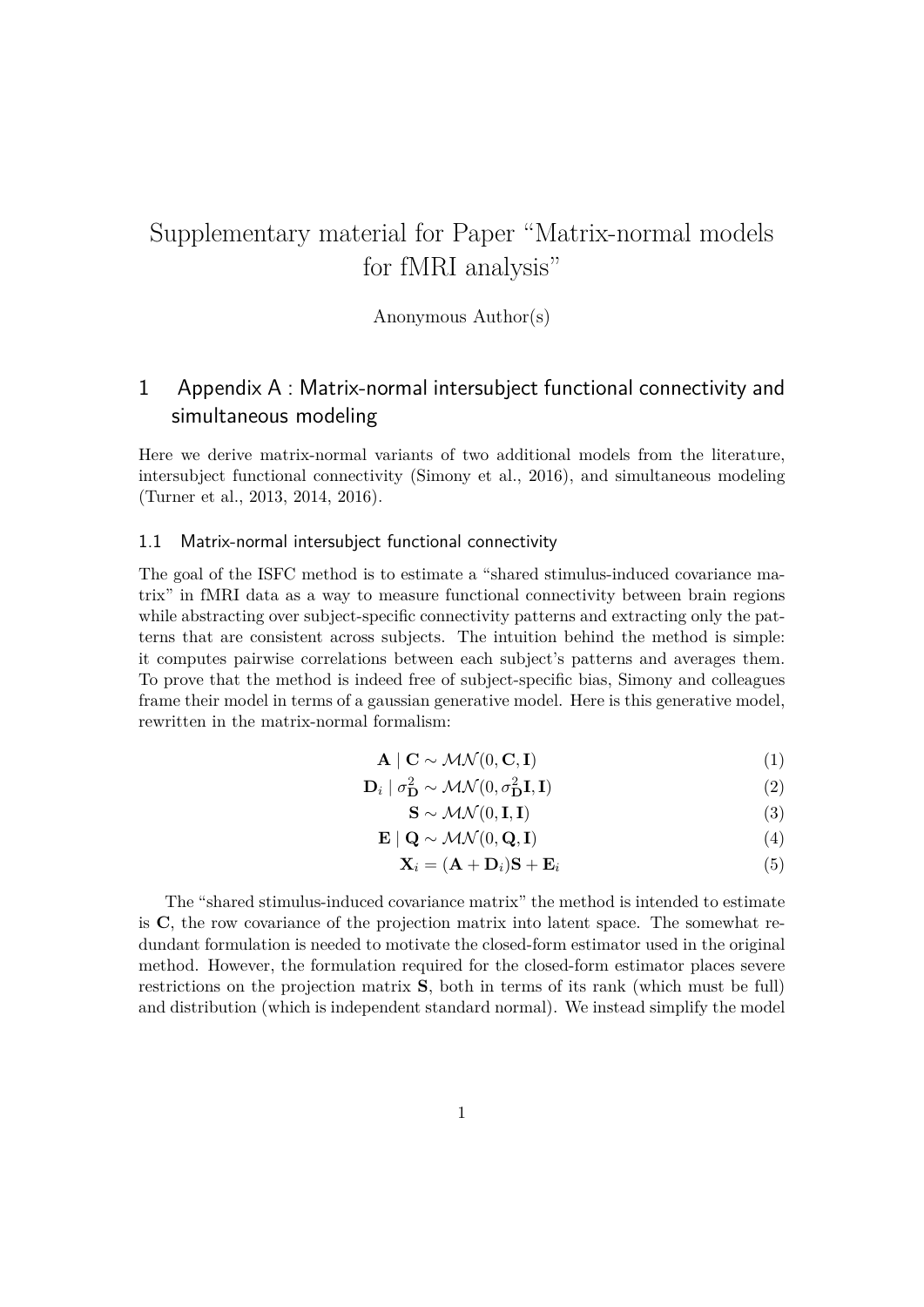# Supplementary material for Paper "Matrix-normal models for fMRI analysis"

Anonymous Author(s)

## 1 Appendix A : Matrix-normal intersubject functional connectivity and simultaneous modeling

Here we derive matrix-normal variants of two additional models from the literature, intersubject functional connectivity (Simony et al., 2016), and simultaneous modeling (Turner et al., 2013, 2014, 2016).

### 1.1 Matrix-normal intersubject functional connectivity

The goal of the ISFC method is to estimate a "shared stimulus-induced covariance matrix" in fMRI data as a way to measure functional connectivity between brain regions while abstracting over subject-specific connectivity patterns and extracting only the patterns that are consistent across subjects. The intuition behind the method is simple: it computes pairwise correlations between each subject's patterns and averages them. To prove that the method is indeed free of subject-specific bias, Simony and colleagues frame their model in terms of a gaussian generative model. Here is this generative model, rewritten in the matrix-normal formalism:

$$\mathbf{A} \mid \mathbf{C} \sim \mathcal{MN}(0, \mathbf{C}, \mathbf{I}) \tag{1}$$

$$\mathbf{D}_i \mid \sigma^2_{\mathbf{D}} \sim \mathcal{MN}(0, \sigma^2_{\mathbf{D}}\mathbf{I}, \mathbf{I}) \tag{2}$$

$$\mathbf{S} \sim \mathcal{MN}(0, \mathbf{I}, \mathbf{I}) \tag{3}$$

$$\mathbf{E} \mid \mathbf{Q} \sim \mathcal{MN}(0, \mathbf{Q}, \mathbf{I}) \tag{4}$$

$$\mathbf{X}_i = (\mathbf{A} + \mathbf{D}_i)\mathbf{S} + \mathbf{E}_i \tag{5}$$

The "shared stimulus-induced covariance matrix" the method is intended to estimate is $\mathbf{C}$, the row covariance of the projection matrix into latent space. The somewhat redundant formulation is needed to motivate the closed-form estimator used in the original method. However, the formulation required for the closed-form estimator places severe restrictions on the projection matrix $\mathbf{S}$, both in terms of its rank (which must be full) and distribution (which is independent standard normal). We instead simplify the model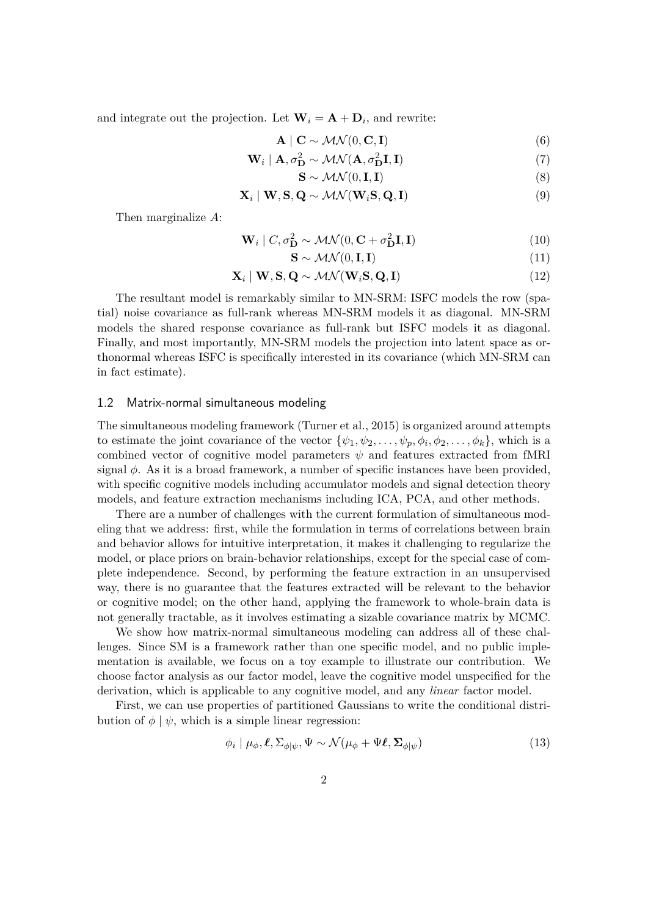and integrate out the projection. Let $\mathbf{W}_i = \mathbf{A} + \mathbf{D}_i$, and rewrite:

$$\mathbf{A} \mid \mathbf{C} \sim \mathcal{MN}(0, \mathbf{C}, \mathbf{I}) \tag{6}$$

$$\mathbf{W}_i \mid \mathbf{A}, \sigma^2_{\mathbf{D}} \sim \mathcal{MN}(\mathbf{A}, \sigma^2_{\mathbf{D}}\mathbf{I}, \mathbf{I}) \tag{7}$$

$$\mathbf{S} \sim \mathcal{MN}(0, \mathbf{I}, \mathbf{I}) \tag{8}$$

$$\mathbf{X}_i \mid \mathbf{W}, \mathbf{S}, \mathbf{Q} \sim \mathcal{MN}(\mathbf{W}_i\mathbf{S}, \mathbf{Q}, \mathbf{I}) \tag{9}$$

Then marginalize $A$:

$$\mathbf{W}_i \mid C, \sigma^2_{\mathbf{D}} \sim \mathcal{MN}(0, \mathbf{C} + \sigma^2_{\mathbf{D}}\mathbf{I}, \mathbf{I}) \tag{10}$$

$$\mathbf{S} \sim \mathcal{MN}(0, \mathbf{I}, \mathbf{I}) \tag{11}$$

$$\mathbf{X}_i \mid \mathbf{W}, \mathbf{S}, \mathbf{Q} \sim \mathcal{MN}(\mathbf{W}_i\mathbf{S}, \mathbf{Q}, \mathbf{I}) \tag{12}$$

The resultant model is remarkably similar to MN-SRM: ISFC models the row (spatial) noise covariance as full-rank whereas MN-SRM models it as diagonal. MN-SRM models the shared response covariance as full-rank but ISFC models it as diagonal. Finally, and most importantly, MN-SRM models the projection into latent space as orthonormal whereas ISFC is specifically interested in its covariance (which MN-SRM can in fact estimate).

## 1.2 Matrix-normal simultaneous modeling

The simultaneous modeling framework (Turner et al., 2015) is organized around attempts to estimate the joint covariance of the vector $\{\psi_1, \psi_2, \ldots, \psi_p, \phi_i, \phi_2, \ldots, \phi_k\}$, which is a combined vector of cognitive model parameters $\psi$ and features extracted from fMRI signal $\phi$. As it is a broad framework, a number of specific instances have been provided, with specific cognitive models including accumulator models and signal detection theory models, and feature extraction mechanisms including ICA, PCA, and other methods.

There are a number of challenges with the current formulation of simultaneous modeling that we address: first, while the formulation in terms of correlations between brain and behavior allows for intuitive interpretation, it makes it challenging to regularize the model, or place priors on brain-behavior relationships, except for the special case of complete independence. Second, by performing the feature extraction in an unsupervised way, there is no guarantee that the features extracted will be relevant to the behavior or cognitive model; on the other hand, applying the framework to whole-brain data is not generally tractable, as it involves estimating a sizable covariance matrix by MCMC.

We show how matrix-normal simultaneous modeling can address all of these challenges. Since SM is a framework rather than one specific model, and no public implementation is available, we focus on a toy example to illustrate our contribution. We choose factor analysis as our factor model, leave the cognitive model unspecified for the derivation, which is applicable to any cognitive model, and any *linear* factor model.

First, we can use properties of partitioned Gaussians to write the conditional distribution of $\phi \mid \psi$, which is a simple linear regression:

$$\phi_i \mid \mu_\phi, \boldsymbol{\ell}, \Sigma_{\phi|\psi}, \Psi \sim \mathcal{N}(\mu_\phi + \Psi\boldsymbol{\ell}, \boldsymbol{\Sigma}_{\phi|\psi}) \tag{13}$$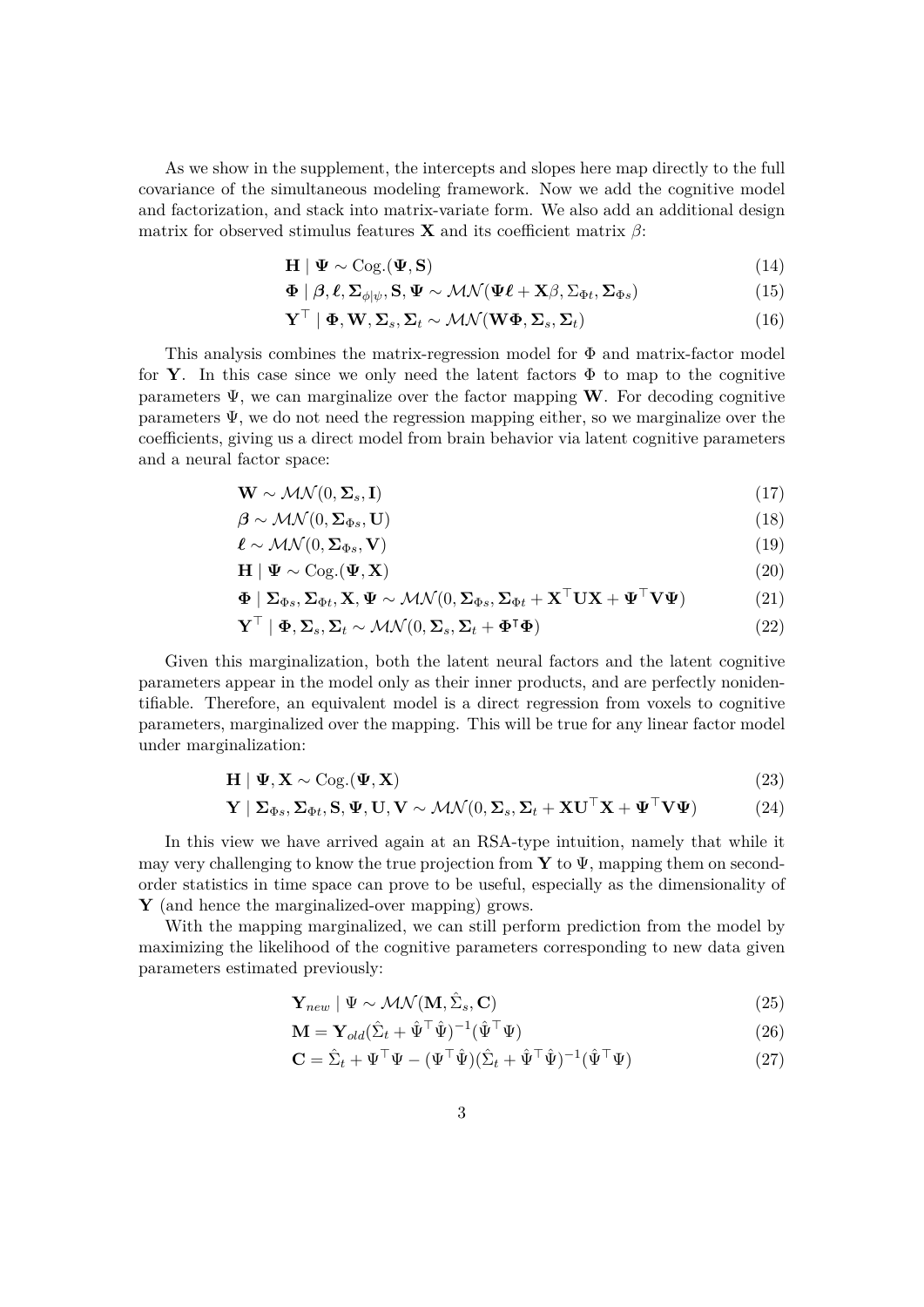As we show in the supplement, the intercepts and slopes here map directly to the full covariance of the simultaneous modeling framework. Now we add the cognitive model and factorization, and stack into matrix-variate form. We also add an additional design matrix for observed stimulus features $\mathbf{X}$ and its coefficient matrix $\beta$:

$$\mathbf{H} \mid \mathbf{\Psi} \sim \text{Cog.}(\mathbf{\Psi}, \mathbf{S}) \tag{14}$$

$$\mathbf{\Phi} \mid \boldsymbol{\beta}, \boldsymbol{\ell}, \mathbf{\Sigma}_{\phi|\psi}, \mathbf{S}, \mathbf{\Psi} \sim \mathcal{MN}(\mathbf{\Psi}\boldsymbol{\ell} + \mathbf{X}\beta, \Sigma_{\Phi t}, \mathbf{\Sigma}_{\Phi s}) \tag{15}$$

$$\mathbf{Y}^\top \mid \mathbf{\Phi}, \mathbf{W}, \mathbf{\Sigma}_s, \mathbf{\Sigma}_t \sim \mathcal{MN}(\mathbf{W}\mathbf{\Phi}, \mathbf{\Sigma}_s, \mathbf{\Sigma}_t) \tag{16}$$

This analysis combines the matrix-regression model for $\Phi$ and matrix-factor model for $\mathbf{Y}$. In this case since we only need the latent factors $\Phi$ to map to the cognitive parameters $\Psi$, we can marginalize over the factor mapping $\mathbf{W}$. For decoding cognitive parameters $\Psi$, we do not need the regression mapping either, so we marginalize over the coefficients, giving us a direct model from brain behavior via latent cognitive parameters and a neural factor space:

$$\mathbf{W} \sim \mathcal{MN}(0, \mathbf{\Sigma}_s, \mathbf{I}) \tag{17}$$

$$\boldsymbol{\beta} \sim \mathcal{MN}(0, \mathbf{\Sigma}_{\Phi s}, \mathbf{U}) \tag{18}$$

$$\boldsymbol{\ell} \sim \mathcal{MN}(0, \mathbf{\Sigma}_{\Phi s}, \mathbf{V}) \tag{19}$$

$$\mathbf{H} \mid \mathbf{\Psi} \sim \text{Cog.}(\mathbf{\Psi}, \mathbf{X}) \tag{20}$$

$$\mathbf{\Phi} \mid \mathbf{\Sigma}_{\Phi s}, \mathbf{\Sigma}_{\Phi t}, \mathbf{X}, \mathbf{\Psi} \sim \mathcal{MN}(0, \mathbf{\Sigma}_{\Phi s}, \mathbf{\Sigma}_{\Phi t} + \mathbf{X}^\top \mathbf{U}\mathbf{X} + \mathbf{\Psi}^\top \mathbf{V}\mathbf{\Psi}) \tag{21}$$

$$\mathbf{Y}^\top \mid \mathbf{\Phi}, \mathbf{\Sigma}_s, \mathbf{\Sigma}_t \sim \mathcal{MN}(0, \mathbf{\Sigma}_s, \mathbf{\Sigma}_t + \mathbf{\Phi}^\intercal \mathbf{\Phi}) \tag{22}$$

Given this marginalization, both the latent neural factors and the latent cognitive parameters appear in the model only as their inner products, and are perfectly nonidentifiable. Therefore, an equivalent model is a direct regression from voxels to cognitive parameters, marginalized over the mapping. This will be true for any linear factor model under marginalization:

$$\mathbf{H} \mid \mathbf{\Psi}, \mathbf{X} \sim \text{Cog.}(\mathbf{\Psi}, \mathbf{X}) \tag{23}$$

$$\mathbf{Y} \mid \mathbf{\Sigma}_{\Phi s}, \mathbf{\Sigma}_{\Phi t}, \mathbf{S}, \mathbf{\Psi}, \mathbf{U}, \mathbf{V} \sim \mathcal{MN}(0, \mathbf{\Sigma}_s, \mathbf{\Sigma}_t + \mathbf{X}\mathbf{U}^\top \mathbf{X} + \mathbf{\Psi}^\top \mathbf{V}\mathbf{\Psi}) \tag{24}$$

In this view we have arrived again at an RSA-type intuition, namely that while it may very challenging to know the true projection from $\mathbf{Y}$ to $\Psi$, mapping them on second-order statistics in time space can prove to be useful, especially as the dimensionality of $\mathbf{Y}$ (and hence the marginalized-over mapping) grows.

With the mapping marginalized, we can still perform prediction from the model by maximizing the likelihood of the cognitive parameters corresponding to new data given parameters estimated previously:

$$\mathbf{Y}_{new} \mid \Psi \sim \mathcal{MN}(\mathbf{M}, \hat{\Sigma}_s, \mathbf{C}) \tag{25}$$

$$\mathbf{M} = \mathbf{Y}_{old}(\hat{\Sigma}_t + \hat{\Psi}^\top \hat{\Psi})^{-1}(\hat{\Psi}^\top \Psi) \tag{26}$$

$$\mathbf{C} = \hat{\Sigma}_t + \Psi^\top \Psi - (\Psi^\top \hat{\Psi})(\hat{\Sigma}_t + \hat{\Psi}^\top \hat{\Psi})^{-1}(\hat{\Psi}^\top \Psi) \tag{27}$$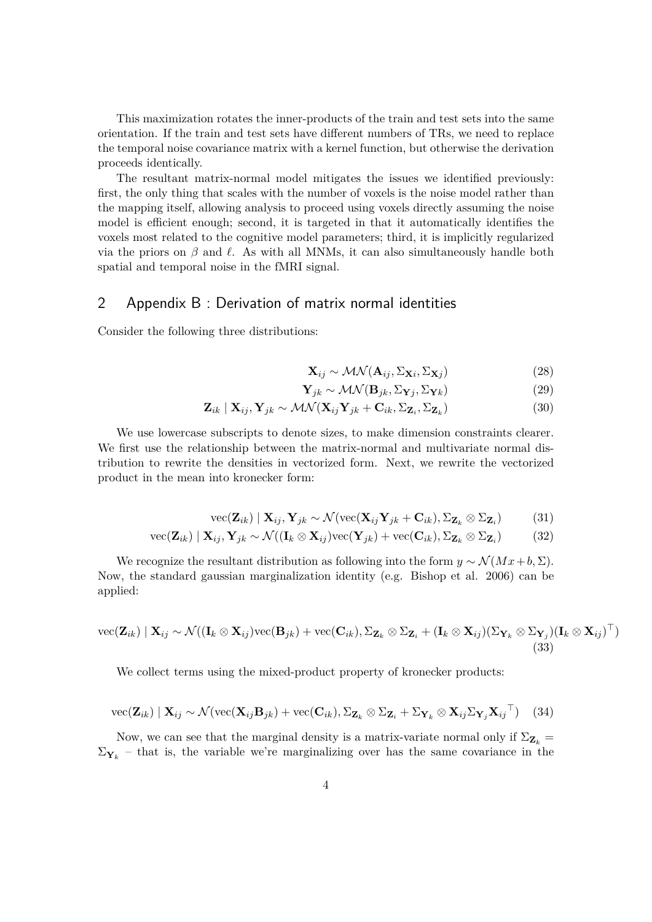This maximization rotates the inner-products of the train and test sets into the same orientation. If the train and test sets have different numbers of TRs, we need to replace the temporal noise covariance matrix with a kernel function, but otherwise the derivation proceeds identically.

The resultant matrix-normal model mitigates the issues we identified previously: first, the only thing that scales with the number of voxels is the noise model rather than the mapping itself, allowing analysis to proceed using voxels directly assuming the noise model is efficient enough; second, it is targeted in that it automatically identifies the voxels most related to the cognitive model parameters; third, it is implicitly regularized via the priors on $\beta$ and $\ell$. As with all MNMs, it can also simultaneously handle both spatial and temporal noise in the fMRI signal.

## 2 Appendix B : Derivation of matrix normal identities

Consider the following three distributions:

$$\mathbf{X}_{ij} \sim \mathcal{MN}(\mathbf{A}_{ij}, \Sigma_{\mathbf{X}i}, \Sigma_{\mathbf{X}j}) \tag{28}$$

$$\mathbf{Y}_{jk} \sim \mathcal{MN}(\mathbf{B}_{jk}, \Sigma_{\mathbf{Y}j}, \Sigma_{\mathbf{Y}k}) \tag{29}$$

$$\mathbf{Z}_{ik} \mid \mathbf{X}_{ij}, \mathbf{Y}_{jk} \sim \mathcal{MN}(\mathbf{X}_{ij}\mathbf{Y}_{jk} + \mathbf{C}_{ik}, \Sigma_{\mathbf{Z}_i}, \Sigma_{\mathbf{Z}_k}) \tag{30}$$

We use lowercase subscripts to denote sizes, to make dimension constraints clearer. We first use the relationship between the matrix-normal and multivariate normal distribution to rewrite the densities in vectorized form. Next, we rewrite the vectorized product in the mean into kronecker form:

$$\text{vec}(\mathbf{Z}_{ik}) \mid \mathbf{X}_{ij}, \mathbf{Y}_{jk} \sim \mathcal{N}(\text{vec}(\mathbf{X}_{ij}\mathbf{Y}_{jk} + \mathbf{C}_{ik}), \Sigma_{\mathbf{Z}_k} \otimes \Sigma_{\mathbf{Z}_i}) \tag{31}$$

$$\text{vec}(\mathbf{Z}_{ik}) \mid \mathbf{X}_{ij}, \mathbf{Y}_{jk} \sim \mathcal{N}((\mathbf{I}_k \otimes \mathbf{X}_{ij})\text{vec}(\mathbf{Y}_{jk}) + \text{vec}(\mathbf{C}_{ik}), \Sigma_{\mathbf{Z}_k} \otimes \Sigma_{\mathbf{Z}_i}) \tag{32}$$

We recognize the resultant distribution as following into the form $y \sim \mathcal{N}(Mx + b, \Sigma)$. Now, the standard gaussian marginalization identity (e.g. Bishop et al. 2006) can be applied:

$$\text{vec}(\mathbf{Z}_{ik}) \mid \mathbf{X}_{ij} \sim \mathcal{N}((\mathbf{I}_k \otimes \mathbf{X}_{ij})\text{vec}(\mathbf{B}_{jk}) + \text{vec}(\mathbf{C}_{ik}), \Sigma_{\mathbf{Z}_k} \otimes \Sigma_{\mathbf{Z}_i} + (\mathbf{I}_k \otimes \mathbf{X}_{ij})(\Sigma_{\mathbf{Y}_k} \otimes \Sigma_{\mathbf{Y}_j})(\mathbf{I}_k \otimes \mathbf{X}_{ij})^\top) \tag{33}$$

We collect terms using the mixed-product property of kronecker products:

$$\text{vec}(\mathbf{Z}_{ik}) \mid \mathbf{X}_{ij} \sim \mathcal{N}(\text{vec}(\mathbf{X}_{ij}\mathbf{B}_{jk}) + \text{vec}(\mathbf{C}_{ik}), \Sigma_{\mathbf{Z}_k} \otimes \Sigma_{\mathbf{Z}_i} + \Sigma_{\mathbf{Y}_k} \otimes \mathbf{X}_{ij}\Sigma_{\mathbf{Y}_j}\mathbf{X}_{ij}^\top) \tag{34}$$

Now, we can see that the marginal density is a matrix-variate normal only if $\Sigma_{\mathbf{Z}_k} = \Sigma_{\mathbf{Y}_k}$ – that is, the variable we're marginalizing over has the same covariance in the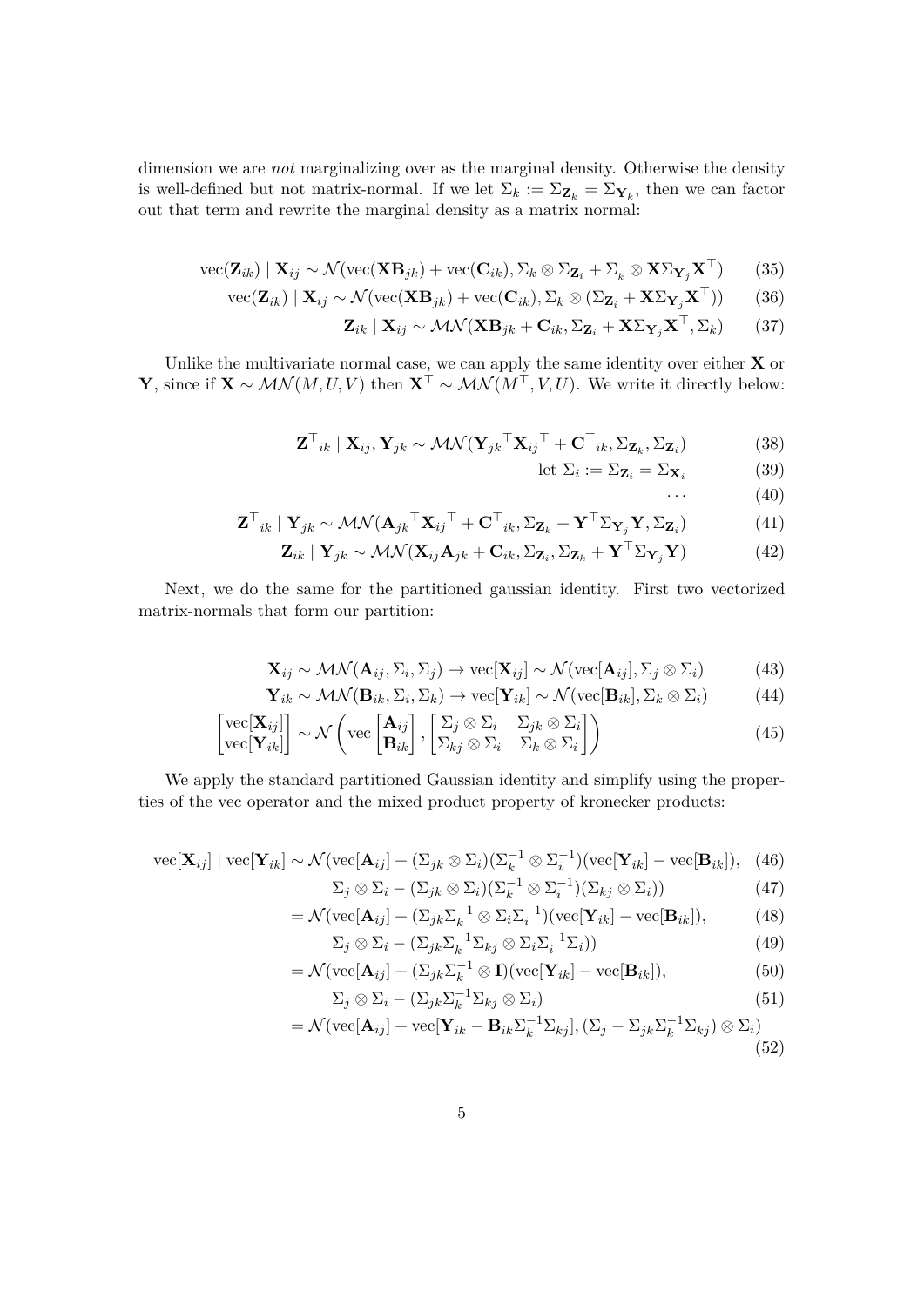dimension we are *not* marginalizing over as the marginal density. Otherwise the density is well-defined but not matrix-normal. If we let $\Sigma_k := \Sigma_{\mathbf{Z}_k} = \Sigma_{\mathbf{Y}_k}$, then we can factor out that term and rewrite the marginal density as a matrix normal:

$$\mathrm{vec}(\mathbf{Z}_{ik}) \mid \mathbf{X}_{ij} \sim \mathcal{N}(\mathrm{vec}(\mathbf{X}\mathbf{B}_{jk}) + \mathrm{vec}(\mathbf{C}_{ik}), \Sigma_k \otimes \Sigma_{\mathbf{Z}_i} + \Sigma_k \otimes \mathbf{X}\Sigma_{\mathbf{Y}_j}\mathbf{X}^\top) \tag{35}$$

$$\mathrm{vec}(\mathbf{Z}_{ik}) \mid \mathbf{X}_{ij} \sim \mathcal{N}(\mathrm{vec}(\mathbf{X}\mathbf{B}_{jk}) + \mathrm{vec}(\mathbf{C}_{ik}), \Sigma_k \otimes (\Sigma_{\mathbf{Z}_i} + \mathbf{X}\Sigma_{\mathbf{Y}_j}\mathbf{X}^\top)) \tag{36}$$

$$\mathbf{Z}_{ik} \mid \mathbf{X}_{ij} \sim \mathcal{MN}(\mathbf{X}\mathbf{B}_{jk} + \mathbf{C}_{ik}, \Sigma_{\mathbf{Z}_i} + \mathbf{X}\Sigma_{\mathbf{Y}_j}\mathbf{X}^\top, \Sigma_k) \tag{37}$$

Unlike the multivariate normal case, we can apply the same identity over either $\mathbf{X}$ or $\mathbf{Y}$, since if $\mathbf{X} \sim \mathcal{MN}(M, U, V)$ then $\mathbf{X}^\top \sim \mathcal{MN}(M^\top, V, U)$. We write it directly below:

$$\mathbf{Z}^\top{}_{ik} \mid \mathbf{X}_{ij}, \mathbf{Y}_{jk} \sim \mathcal{MN}(\mathbf{Y}_{jk}{}^\top \mathbf{X}_{ij}{}^\top + \mathbf{C}^\top{}_{ik}, \Sigma_{\mathbf{Z}_k}, \Sigma_{\mathbf{Z}_i}) \tag{38}$$

$$\text{let } \Sigma_i := \Sigma_{\mathbf{Z}_i} = \Sigma_{\mathbf{X}_i} \tag{39}$$

$$\cdots \tag{40}$$

$$\mathbf{Z}^\top{}_{ik} \mid \mathbf{Y}_{jk} \sim \mathcal{MN}(\mathbf{A}_{jk}{}^\top \mathbf{X}_{ij}{}^\top + \mathbf{C}^\top{}_{ik}, \Sigma_{\mathbf{Z}_k} + \mathbf{Y}^\top \Sigma_{\mathbf{Y}_j} \mathbf{Y}, \Sigma_{\mathbf{Z}_i}) \tag{41}$$

$$\mathbf{Z}_{ik} \mid \mathbf{Y}_{jk} \sim \mathcal{MN}(\mathbf{X}_{ij}\mathbf{A}_{jk} + \mathbf{C}_{ik}, \Sigma_{\mathbf{Z}_i}, \Sigma_{\mathbf{Z}_k} + \mathbf{Y}^\top \Sigma_{\mathbf{Y}_j} \mathbf{Y}) \tag{42}$$

Next, we do the same for the partitioned gaussian identity. First two vectorized matrix-normals that form our partition:

$$\mathbf{X}_{ij} \sim \mathcal{MN}(\mathbf{A}_{ij}, \Sigma_i, \Sigma_j) \rightarrow \mathrm{vec}[\mathbf{X}_{ij}] \sim \mathcal{N}(\mathrm{vec}[\mathbf{A}_{ij}], \Sigma_j \otimes \Sigma_i) \tag{43}$$

$$\mathbf{Y}_{ik} \sim \mathcal{MN}(\mathbf{B}_{ik}, \Sigma_i, \Sigma_k) \rightarrow \mathrm{vec}[\mathbf{Y}_{ik}] \sim \mathcal{N}(\mathrm{vec}[\mathbf{B}_{ik}], \Sigma_k \otimes \Sigma_i) \tag{44}$$

$$\begin{bmatrix} \mathrm{vec}[\mathbf{X}_{ij}] \\ \mathrm{vec}[\mathbf{Y}_{ik}] \end{bmatrix} \sim \mathcal{N}\left( \mathrm{vec} \begin{bmatrix} \mathbf{A}_{ij} \\ \mathbf{B}_{ik} \end{bmatrix}, \begin{bmatrix} \Sigma_j \otimes \Sigma_i & \Sigma_{jk} \otimes \Sigma_i \\ \Sigma_{kj} \otimes \Sigma_i & \Sigma_k \otimes \Sigma_i \end{bmatrix} \right) \tag{45}$$

We apply the standard partitioned Gaussian identity and simplify using the properties of the vec operator and the mixed product property of kronecker products:

$$\mathrm{vec}[\mathbf{X}_{ij}] \mid \mathrm{vec}[\mathbf{Y}_{ik}] \sim \mathcal{N}(\mathrm{vec}[\mathbf{A}_{ij}] + (\Sigma_{jk} \otimes \Sigma_i)(\Sigma_k^{-1} \otimes \Sigma_i^{-1})(\mathrm{vec}[\mathbf{Y}_{ik}] - \mathrm{vec}[\mathbf{B}_{ik}]), \tag{46}$$

$$\Sigma_j \otimes \Sigma_i - (\Sigma_{jk} \otimes \Sigma_i)(\Sigma_k^{-1} \otimes \Sigma_i^{-1})(\Sigma_{kj} \otimes \Sigma_i)) \tag{47}$$

$$= \mathcal{N}(\mathrm{vec}[\mathbf{A}_{ij}] + (\Sigma_{jk}\Sigma_k^{-1} \otimes \Sigma_i\Sigma_i^{-1})(\mathrm{vec}[\mathbf{Y}_{ik}] - \mathrm{vec}[\mathbf{B}_{ik}]), \tag{48}$$

$$\Sigma_j \otimes \Sigma_i - (\Sigma_{jk}\Sigma_k^{-1}\Sigma_{kj} \otimes \Sigma_i\Sigma_i^{-1}\Sigma_i)) \tag{49}$$

$$= \mathcal{N}(\mathrm{vec}[\mathbf{A}_{ij}] + (\Sigma_{jk}\Sigma_k^{-1} \otimes \mathbf{I})(\mathrm{vec}[\mathbf{Y}_{ik}] - \mathrm{vec}[\mathbf{B}_{ik}]), \tag{50}$$

$$\Sigma_j \otimes \Sigma_i - (\Sigma_{jk}\Sigma_k^{-1}\Sigma_{kj} \otimes \Sigma_i) \tag{51}$$

$$= \mathcal{N}(\mathrm{vec}[\mathbf{A}_{ij}] + \mathrm{vec}[\mathbf{Y}_{ik} - \mathbf{B}_{ik}\Sigma_k^{-1}\Sigma_{kj}], (\Sigma_j - \Sigma_{jk}\Sigma_k^{-1}\Sigma_{kj}) \otimes \Sigma_i) \tag{52}$$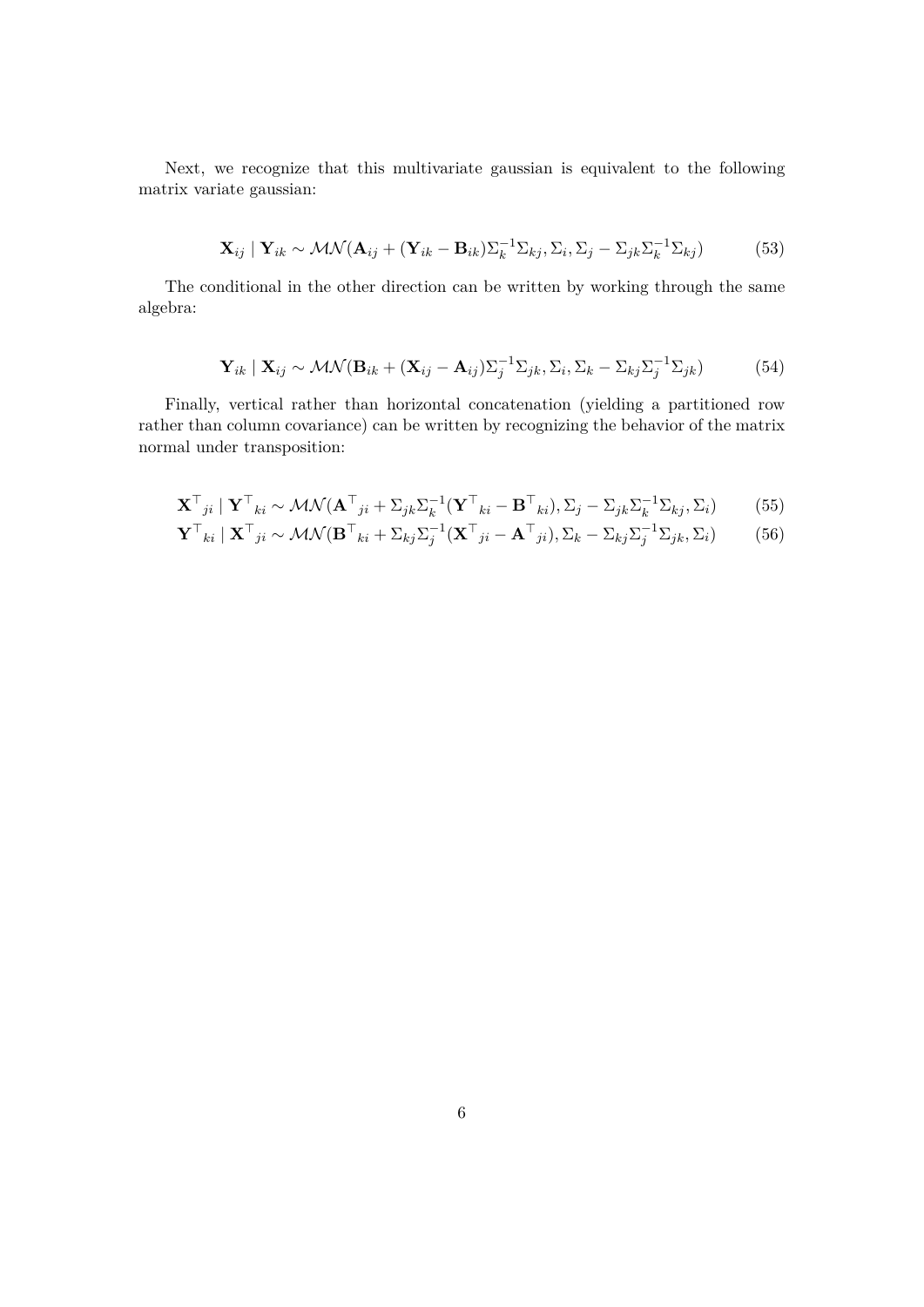Next, we recognize that this multivariate gaussian is equivalent to the following matrix variate gaussian:

$$\mathbf{X}_{ij} \mid \mathbf{Y}_{ik} \sim \mathcal{MN}(\mathbf{A}_{ij} + (\mathbf{Y}_{ik} - \mathbf{B}_{ik})\Sigma_k^{-1}\Sigma_{kj}, \Sigma_i, \Sigma_j - \Sigma_{jk}\Sigma_k^{-1}\Sigma_{kj}) \tag{53}$$

The conditional in the other direction can be written by working through the same algebra:

$$\mathbf{Y}_{ik} \mid \mathbf{X}_{ij} \sim \mathcal{MN}(\mathbf{B}_{ik} + (\mathbf{X}_{ij} - \mathbf{A}_{ij})\Sigma_j^{-1}\Sigma_{jk}, \Sigma_i, \Sigma_k - \Sigma_{kj}\Sigma_j^{-1}\Sigma_{jk}) \tag{54}$$

Finally, vertical rather than horizontal concatenation (yielding a partitioned row rather than column covariance) can be written by recognizing the behavior of the matrix normal under transposition:

$$\mathbf{X}^\top{}_{ji} \mid \mathbf{Y}^\top{}_{ki} \sim \mathcal{MN}(\mathbf{A}^\top{}_{ji} + \Sigma_{jk}\Sigma_k^{-1}(\mathbf{Y}^\top{}_{ki} - \mathbf{B}^\top{}_{ki}), \Sigma_j - \Sigma_{jk}\Sigma_k^{-1}\Sigma_{kj}, \Sigma_i) \tag{55}$$

$$\mathbf{Y}^\top{}_{ki} \mid \mathbf{X}^\top{}_{ji} \sim \mathcal{MN}(\mathbf{B}^\top{}_{ki} + \Sigma_{kj}\Sigma_j^{-1}(\mathbf{X}^\top{}_{ji} - \mathbf{A}^\top{}_{ji}), \Sigma_k - \Sigma_{kj}\Sigma_j^{-1}\Sigma_{jk}, \Sigma_i) \tag{56}$$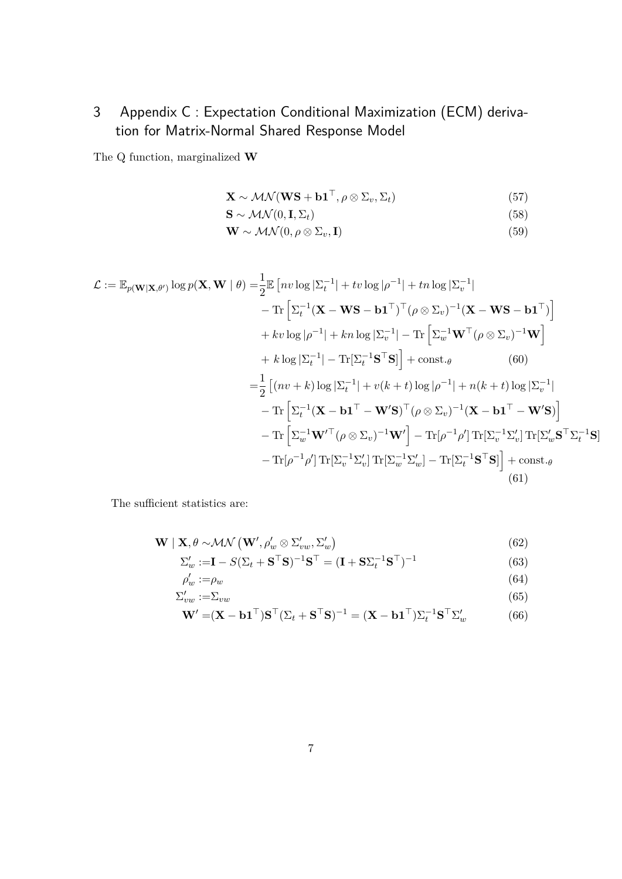# 3 Appendix C : Expectation Conditional Maximization (ECM) derivation for Matrix-Normal Shared Response Model

The Q function, marginalized $\mathbf{W}$

$$
\begin{align}
\mathbf{X} &\sim \mathcal{MN}(\mathbf{WS} + \mathbf{b1}^\top, \rho \otimes \Sigma_v, \Sigma_t) \tag{57} \\
\mathbf{S} &\sim \mathcal{MN}(0, \mathbf{I}, \Sigma_t) \tag{58} \\
\mathbf{W} &\sim \mathcal{MN}(0, \rho \otimes \Sigma_v, \mathbf{I}) \tag{59}
\end{align}
$$

$$
\begin{align}
\mathcal{L} := \mathbb{E}_{p(\mathbf{W}|\mathbf{X},\theta')} \log p(\mathbf{X}, \mathbf{W} \mid \theta) =& \frac{1}{2}\mathbb{E}\left[nv \log|\Sigma_t^{-1}| + tv \log|\rho^{-1}| + tn \log|\Sigma_v^{-1}| \right. \\
&- \mathrm{Tr}\left[\Sigma_t^{-1}(\mathbf{X} - \mathbf{WS} - \mathbf{b1}^\top)^\top (\rho \otimes \Sigma_v)^{-1}(\mathbf{X} - \mathbf{WS} - \mathbf{b1}^\top)\right] \\
&+ kv \log|\rho^{-1}| + kn \log|\Sigma_v^{-1}| - \mathrm{Tr}\left[\Sigma_w^{-1}\mathbf{W}^\top(\rho \otimes \Sigma_v)^{-1}\mathbf{W}\right] \\
&\left. + \, k \log|\Sigma_t^{-1}| - \mathrm{Tr}[\Sigma_t^{-1}\mathbf{S}^\top\mathbf{S}]\right] + \mathrm{const.}_\theta \tag{60} \\
=& \frac{1}{2}\left[(nv + k)\log|\Sigma_t^{-1}| + v(k+t)\log|\rho^{-1}| + n(k+t)\log|\Sigma_v^{-1}| \right. \\
&- \mathrm{Tr}\left[\Sigma_t^{-1}(\mathbf{X} - \mathbf{b1}^\top - \mathbf{W}'\mathbf{S})^\top(\rho \otimes \Sigma_v)^{-1}(\mathbf{X} - \mathbf{b1}^\top - \mathbf{W}'\mathbf{S})\right] \\
&- \mathrm{Tr}\left[\Sigma_w^{-1}\mathbf{W}'^\top(\rho \otimes \Sigma_v)^{-1}\mathbf{W}'\right] - \mathrm{Tr}[\rho^{-1}\rho']\,\mathrm{Tr}[\Sigma_v^{-1}\Sigma_v']\,\mathrm{Tr}[\Sigma_w'\mathbf{S}^\top\Sigma_t^{-1}\mathbf{S}] \\
&\left. - \mathrm{Tr}[\rho^{-1}\rho']\,\mathrm{Tr}[\Sigma_v^{-1}\Sigma_v']\,\mathrm{Tr}[\Sigma_w^{-1}\Sigma_w'] - \mathrm{Tr}[\Sigma_t^{-1}\mathbf{S}^\top\mathbf{S}]\right] + \mathrm{const.}_\theta \tag{61}
\end{align}
$$

The sufficient statistics are:

$$
\begin{align}
\mathbf{W} \mid \mathbf{X}, \theta \sim& \mathcal{MN}\left(\mathbf{W}', \rho_w' \otimes \Sigma_{vw}', \Sigma_w'\right) \tag{62} \\
\Sigma_w' :=& \mathbf{I} - S(\Sigma_t + \mathbf{S}^\top\mathbf{S})^{-1}\mathbf{S}^\top = (\mathbf{I} + \mathbf{S}\Sigma_t^{-1}\mathbf{S}^\top)^{-1} \tag{63} \\
\rho_w' :=& \rho_w \tag{64} \\
\Sigma_{vw}' :=& \Sigma_{vw} \tag{65} \\
\mathbf{W}' =& (\mathbf{X} - \mathbf{b1}^\top)\mathbf{S}^\top(\Sigma_t + \mathbf{S}^\top\mathbf{S})^{-1} = (\mathbf{X} - \mathbf{b1}^\top)\Sigma_t^{-1}\mathbf{S}^\top\Sigma_w' \tag{66}
\end{align}
$$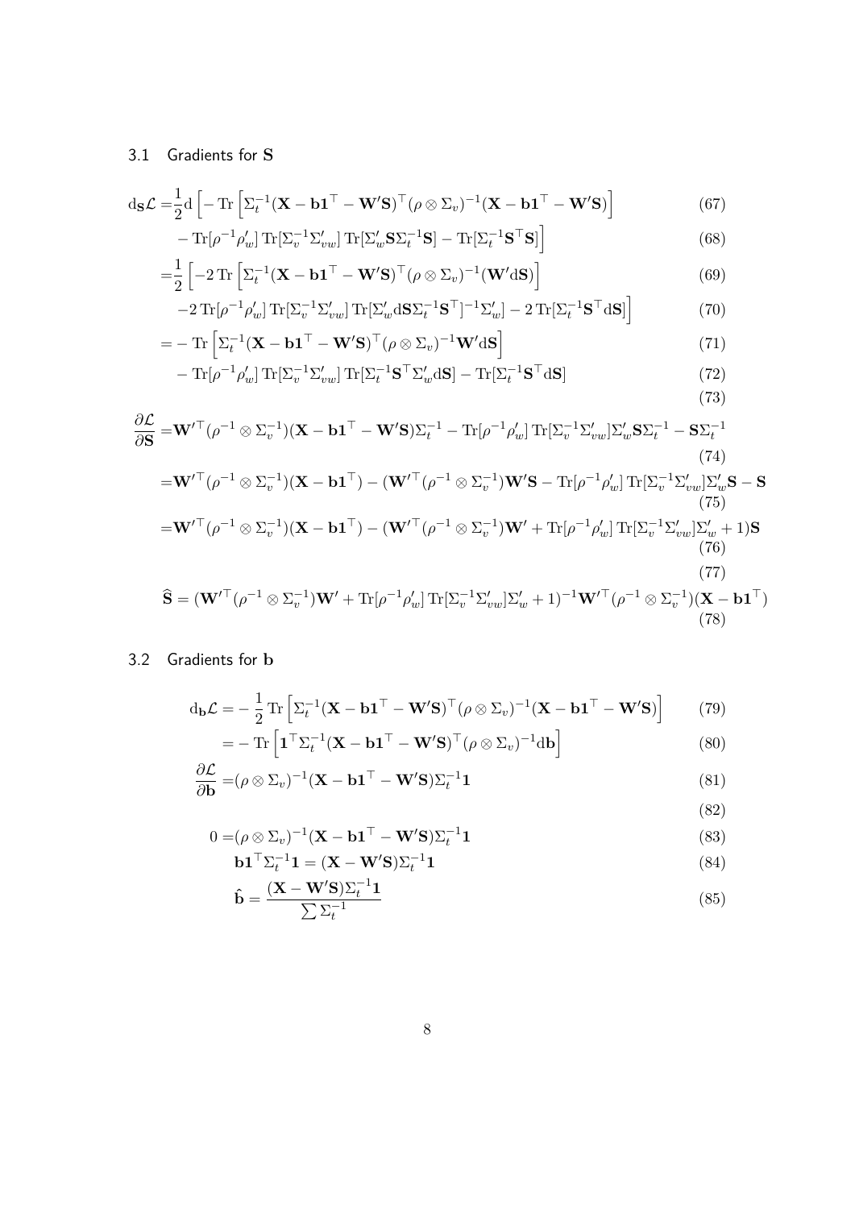### 3.1 Gradients for $\mathbf{S}$

$$
\begin{aligned}
\mathrm{d}_{\mathbf{S}}\mathcal{L} =& \frac{1}{2}\mathrm{d}\Big[-\operatorname{Tr}\Big[\Sigma_t^{-1}(\mathbf{X}-\mathbf{b}\mathbf{1}^\top-\mathbf{W}'\mathbf{S})^\top(\rho\otimes\Sigma_v)^{-1}(\mathbf{X}-\mathbf{b}\mathbf{1}^\top-\mathbf{W}'\mathbf{S})\Big] && (67)\\
&-\operatorname{Tr}[\rho^{-1}\rho_w']\operatorname{Tr}[\Sigma_v^{-1}\Sigma_{vw}']\operatorname{Tr}[\Sigma_w'\mathbf{S}\Sigma_t^{-1}\mathbf{S}]-\operatorname{Tr}[\Sigma_t^{-1}\mathbf{S}^\top\mathbf{S}]\Big] && (68)\\
=& \frac{1}{2}\Big[-2\operatorname{Tr}\Big[\Sigma_t^{-1}(\mathbf{X}-\mathbf{b}\mathbf{1}^\top-\mathbf{W}'\mathbf{S})^\top(\rho\otimes\Sigma_v)^{-1}(\mathbf{W}'\mathrm{d}\mathbf{S})\Big] && (69)\\
&-2\operatorname{Tr}[\rho^{-1}\rho_w']\operatorname{Tr}[\Sigma_v^{-1}\Sigma_{vw}']\operatorname{Tr}[\Sigma_w'\mathrm{d}\mathbf{S}\Sigma_t^{-1}\mathbf{S}^\top]^{-1}\Sigma_w']-2\operatorname{Tr}[\Sigma_t^{-1}\mathbf{S}^\top\mathrm{d}\mathbf{S}]\Big] && (70)\\
=& -\operatorname{Tr}\Big[\Sigma_t^{-1}(\mathbf{X}-\mathbf{b}\mathbf{1}^\top-\mathbf{W}'\mathbf{S})^\top(\rho\otimes\Sigma_v)^{-1}\mathbf{W}'\mathrm{d}\mathbf{S}\Big] && (71)\\
&-\operatorname{Tr}[\rho^{-1}\rho_w']\operatorname{Tr}[\Sigma_v^{-1}\Sigma_{vw}']\operatorname{Tr}[\Sigma_t^{-1}\mathbf{S}^\top\Sigma_w'\mathrm{d}\mathbf{S}]-\operatorname{Tr}[\Sigma_t^{-1}\mathbf{S}^\top\mathrm{d}\mathbf{S}] && (72)\\
& && (73)
\end{aligned}
$$

$$
\begin{aligned}
\frac{\partial\mathcal{L}}{\partial\mathbf{S}} =& \mathbf{W}'^\top(\rho^{-1}\otimes\Sigma_v^{-1})(\mathbf{X}-\mathbf{b}\mathbf{1}^\top-\mathbf{W}'\mathbf{S})\Sigma_t^{-1}-\operatorname{Tr}[\rho^{-1}\rho_w']\operatorname{Tr}[\Sigma_v^{-1}\Sigma_{vw}']\Sigma_w'\mathbf{S}\Sigma_t^{-1}-\mathbf{S}\Sigma_t^{-1} && (74)\\
=& \mathbf{W}'^\top(\rho^{-1}\otimes\Sigma_v^{-1})(\mathbf{X}-\mathbf{b}\mathbf{1}^\top)-(\mathbf{W}'^\top(\rho^{-1}\otimes\Sigma_v^{-1})\mathbf{W}'\mathbf{S}-\operatorname{Tr}[\rho^{-1}\rho_w']\operatorname{Tr}[\Sigma_v^{-1}\Sigma_{vw}']\Sigma_w'\mathbf{S}-\mathbf{S} && (75)\\
=& \mathbf{W}'^\top(\rho^{-1}\otimes\Sigma_v^{-1})(\mathbf{X}-\mathbf{b}\mathbf{1}^\top)-(\mathbf{W}'^\top(\rho^{-1}\otimes\Sigma_v^{-1})\mathbf{W}'+\operatorname{Tr}[\rho^{-1}\rho_w']\operatorname{Tr}[\Sigma_v^{-1}\Sigma_{vw}']\Sigma_w'+1)\mathbf{S} && (76)\\
& && (77)
\end{aligned}
$$

$$
\widehat{\mathbf{S}} = (\mathbf{W}'^\top(\rho^{-1}\otimes\Sigma_v^{-1})\mathbf{W}'+\operatorname{Tr}[\rho^{-1}\rho_w']\operatorname{Tr}[\Sigma_v^{-1}\Sigma_{vw}']\Sigma_w'+1)^{-1}\mathbf{W}'^\top(\rho^{-1}\otimes\Sigma_v^{-1})(\mathbf{X}-\mathbf{b}\mathbf{1}^\top) \quad (78)
$$

### 3.2 Gradients for $\mathbf{b}$

$$
\begin{aligned}
\mathrm{d}_{\mathbf{b}}\mathcal{L} =& -\frac{1}{2}\operatorname{Tr}\Big[\Sigma_t^{-1}(\mathbf{X}-\mathbf{b}\mathbf{1}^\top-\mathbf{W}'\mathbf{S})^\top(\rho\otimes\Sigma_v)^{-1}(\mathbf{X}-\mathbf{b}\mathbf{1}^\top-\mathbf{W}'\mathbf{S})\Big] && (79)\\
=& -\operatorname{Tr}\Big[\mathbf{1}^\top\Sigma_t^{-1}(\mathbf{X}-\mathbf{b}\mathbf{1}^\top-\mathbf{W}'\mathbf{S})^\top(\rho\otimes\Sigma_v)^{-1}\mathrm{d}\mathbf{b}\Big] && (80)\\
\frac{\partial\mathcal{L}}{\partial\mathbf{b}} =& (\rho\otimes\Sigma_v)^{-1}(\mathbf{X}-\mathbf{b}\mathbf{1}^\top-\mathbf{W}'\mathbf{S})\Sigma_t^{-1}\mathbf{1} && (81)\\
& && (82)\\
0 =& (\rho\otimes\Sigma_v)^{-1}(\mathbf{X}-\mathbf{b}\mathbf{1}^\top-\mathbf{W}'\mathbf{S})\Sigma_t^{-1}\mathbf{1} && (83)\\
&\mathbf{b}\mathbf{1}^\top\Sigma_t^{-1}\mathbf{1} = (\mathbf{X}-\mathbf{W}'\mathbf{S})\Sigma_t^{-1}\mathbf{1} && (84)\\
&\hat{\mathbf{b}} = \frac{(\mathbf{X}-\mathbf{W}'\mathbf{S})\Sigma_t^{-1}\mathbf{1}}{\sum\Sigma_t^{-1}} && (85)
\end{aligned}
$$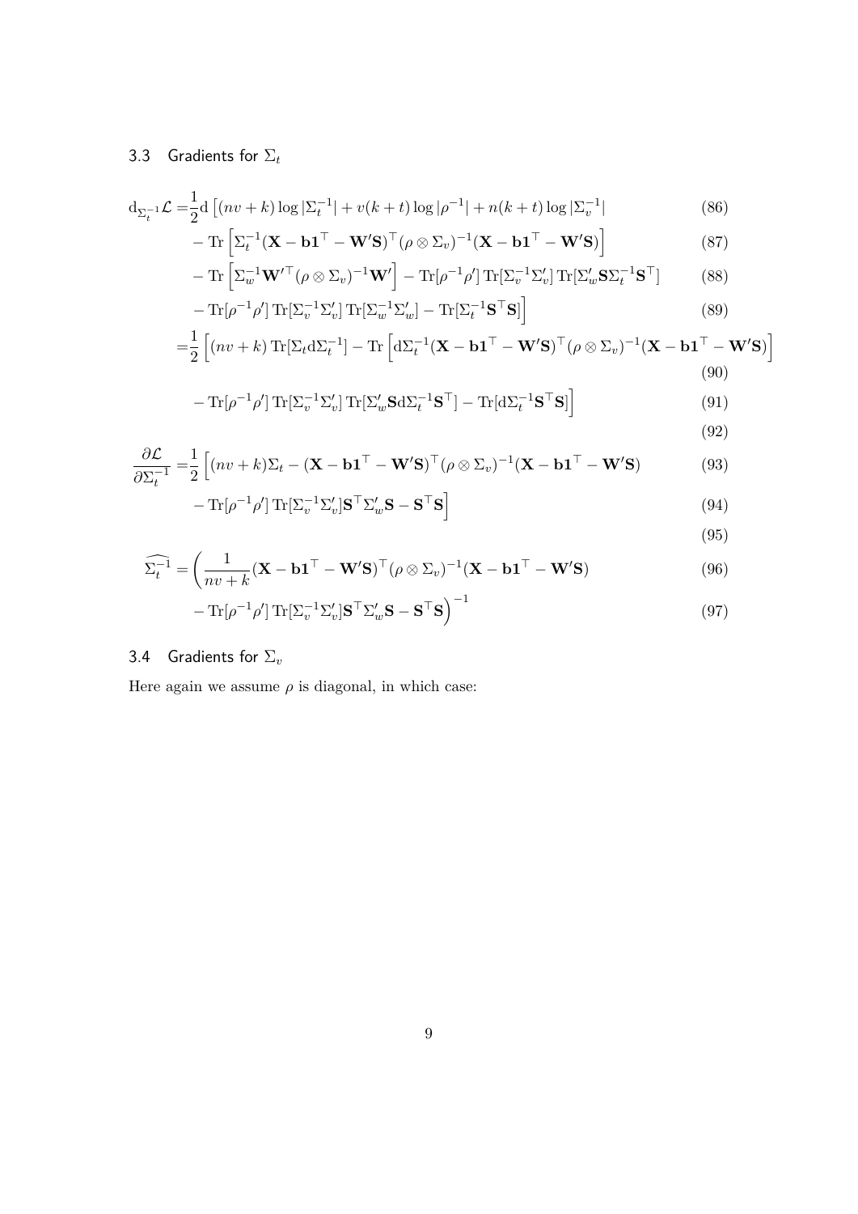### 3.3 Gradients for $\Sigma_t$

$$
\begin{aligned}
\mathrm{d}_{\Sigma_t^{-1}}\mathcal{L} =& \frac{1}{2}\mathrm{d}\left[(nv+k)\log|\Sigma_t^{-1}| + v(k+t)\log|\rho^{-1}| + n(k+t)\log|\Sigma_v^{-1}|\right. && (86)\\
& - \mathrm{Tr}\left[\Sigma_t^{-1}(\mathbf{X} - \mathbf{b}\mathbf{1}^\top - \mathbf{W}'\mathbf{S})^\top(\rho\otimes\Sigma_v)^{-1}(\mathbf{X} - \mathbf{b}\mathbf{1}^\top - \mathbf{W}'\mathbf{S})\right] && (87)\\
& - \mathrm{Tr}\left[\Sigma_w^{-1}\mathbf{W}'^\top(\rho\otimes\Sigma_v)^{-1}\mathbf{W}'\right] - \mathrm{Tr}[\rho^{-1}\rho']\,\mathrm{Tr}[\Sigma_v^{-1}\Sigma_v']\,\mathrm{Tr}[\Sigma_w'\mathbf{S}\Sigma_t^{-1}\mathbf{S}^\top] && (88)\\
& \left. - \mathrm{Tr}[\rho^{-1}\rho']\,\mathrm{Tr}[\Sigma_v^{-1}\Sigma_v']\,\mathrm{Tr}[\Sigma_w^{-1}\Sigma_w'] - \mathrm{Tr}[\Sigma_t^{-1}\mathbf{S}^\top\mathbf{S}]\right] && (89)\\
=& \frac{1}{2}\left[(nv+k)\,\mathrm{Tr}[\Sigma_t\mathrm{d}\Sigma_t^{-1}] - \mathrm{Tr}\left[\mathrm{d}\Sigma_t^{-1}(\mathbf{X} - \mathbf{b}\mathbf{1}^\top - \mathbf{W}'\mathbf{S})^\top(\rho\otimes\Sigma_v)^{-1}(\mathbf{X} - \mathbf{b}\mathbf{1}^\top - \mathbf{W}'\mathbf{S})\right]\right. && (90)\\
& \left. - \mathrm{Tr}[\rho^{-1}\rho']\,\mathrm{Tr}[\Sigma_v^{-1}\Sigma_v']\,\mathrm{Tr}[\Sigma_w'\mathbf{S}\mathrm{d}\Sigma_t^{-1}\mathbf{S}^\top] - \mathrm{Tr}[\mathrm{d}\Sigma_t^{-1}\mathbf{S}^\top\mathbf{S}]\right] && (91)\\
& && (92)
\end{aligned}
$$

$$
\begin{aligned}
\frac{\partial\mathcal{L}}{\partial\Sigma_t^{-1}} =& \frac{1}{2}\left[(nv+k)\Sigma_t - (\mathbf{X} - \mathbf{b}\mathbf{1}^\top - \mathbf{W}'\mathbf{S})^\top(\rho\otimes\Sigma_v)^{-1}(\mathbf{X} - \mathbf{b}\mathbf{1}^\top - \mathbf{W}'\mathbf{S})\right. && (93)\\
& \left. - \mathrm{Tr}[\rho^{-1}\rho']\,\mathrm{Tr}[\Sigma_v^{-1}\Sigma_v']\mathbf{S}^\top\Sigma_w'\mathbf{S} - \mathbf{S}^\top\mathbf{S}\right] && (94)\\
& && (95)
\end{aligned}
$$

$$
\begin{aligned}
\widehat{\Sigma_t^{-1}} =& \left(\frac{1}{nv+k}(\mathbf{X} - \mathbf{b}\mathbf{1}^\top - \mathbf{W}'\mathbf{S})^\top(\rho\otimes\Sigma_v)^{-1}(\mathbf{X} - \mathbf{b}\mathbf{1}^\top - \mathbf{W}'\mathbf{S})\right. && (96)\\
& \left. - \mathrm{Tr}[\rho^{-1}\rho']\,\mathrm{Tr}[\Sigma_v^{-1}\Sigma_v']\mathbf{S}^\top\Sigma_w'\mathbf{S} - \mathbf{S}^\top\mathbf{S}\right)^{-1} && (97)
\end{aligned}
$$

### 3.4 Gradients for $\Sigma_v$

Here again we assume $\rho$ is diagonal, in which case: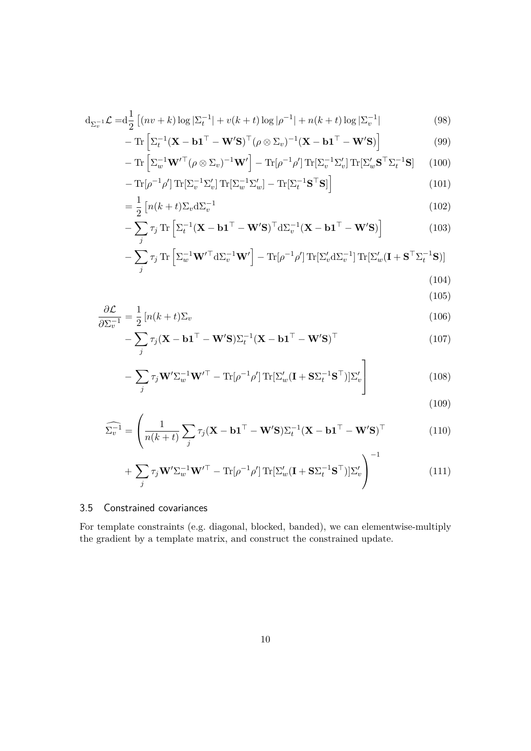$$
\begin{aligned}
\mathrm{d}_{\Sigma_v^{-1}}\mathcal{L} =& \mathrm{d}\frac{1}{2}\Big[(nv+k)\log|\Sigma_t^{-1}| + v(k+t)\log|\rho^{-1}| + n(k+t)\log|\Sigma_v^{-1}| && (98)\\
&- \mathrm{Tr}\left[\Sigma_t^{-1}(\mathbf{X} - \mathbf{b}\mathbf{1}^\top - \mathbf{W}'\mathbf{S})^\top(\rho\otimes\Sigma_v)^{-1}(\mathbf{X} - \mathbf{b}\mathbf{1}^\top - \mathbf{W}'\mathbf{S})\right] && (99)\\
&- \mathrm{Tr}\left[\Sigma_w^{-1}\mathbf{W}'^\top(\rho\otimes\Sigma_v)^{-1}\mathbf{W}'\right] - \mathrm{Tr}[\rho^{-1}\rho']\,\mathrm{Tr}[\Sigma_v^{-1}\Sigma_v']\,\mathrm{Tr}[\Sigma_w'\mathbf{S}^\top\Sigma_t^{-1}\mathbf{S}] && (100)\\
&- \mathrm{Tr}[\rho^{-1}\rho']\,\mathrm{Tr}[\Sigma_v^{-1}\Sigma_v']\,\mathrm{Tr}[\Sigma_w^{-1}\Sigma_w'] - \mathrm{Tr}[\Sigma_t^{-1}\mathbf{S}^\top\mathbf{S}]\Big] && (101)\\
=& \frac{1}{2}\Big[n(k+t)\Sigma_v\mathrm{d}\Sigma_v^{-1} && (102)\\
&- \sum_j \tau_j\,\mathrm{Tr}\left[\Sigma_t^{-1}(\mathbf{X} - \mathbf{b}\mathbf{1}^\top - \mathbf{W}'\mathbf{S})^\top\mathrm{d}\Sigma_v^{-1}(\mathbf{X} - \mathbf{b}\mathbf{1}^\top - \mathbf{W}'\mathbf{S})\right] && (103)\\
&- \sum_j \tau_j\,\mathrm{Tr}\left[\Sigma_w^{-1}\mathbf{W}'^\top\mathrm{d}\Sigma_v^{-1}\mathbf{W}'\right] - \mathrm{Tr}[\rho^{-1}\rho']\,\mathrm{Tr}[\Sigma_v'\mathrm{d}\Sigma_v^{-1}]\,\mathrm{Tr}[\Sigma_w'(\mathbf{I} + \mathbf{S}^\top\Sigma_t^{-1}\mathbf{S})]\Big] && (104)\\
& && (105)
\end{aligned}
$$

$$
\begin{aligned}
\frac{\partial\mathcal{L}}{\partial\Sigma_v^{-1}} =& \frac{1}{2}\Big[n(k+t)\Sigma_v && (106)\\
&- \sum_j \tau_j(\mathbf{X} - \mathbf{b}\mathbf{1}^\top - \mathbf{W}'\mathbf{S})\Sigma_t^{-1}(\mathbf{X} - \mathbf{b}\mathbf{1}^\top - \mathbf{W}'\mathbf{S})^\top && (107)\\
&- \sum_j \tau_j\mathbf{W}'\Sigma_w^{-1}\mathbf{W}'^\top - \mathrm{Tr}[\rho^{-1}\rho']\,\mathrm{Tr}[\Sigma_w'(\mathbf{I} + \mathbf{S}\Sigma_t^{-1}\mathbf{S}^\top)]\Sigma_v'\Big] && (108)\\
& && (109)
\end{aligned}
$$

$$
\begin{aligned}
\widehat{\Sigma_v^{-1}} =& \Bigg(\frac{1}{n(k+t)}\sum_j \tau_j(\mathbf{X} - \mathbf{b}\mathbf{1}^\top - \mathbf{W}'\mathbf{S})\Sigma_t^{-1}(\mathbf{X} - \mathbf{b}\mathbf{1}^\top - \mathbf{W}'\mathbf{S})^\top && (110)\\
&+ \sum_j \tau_j\mathbf{W}'\Sigma_w^{-1}\mathbf{W}'^\top - \mathrm{Tr}[\rho^{-1}\rho']\,\mathrm{Tr}[\Sigma_w'(\mathbf{I} + \mathbf{S}\Sigma_t^{-1}\mathbf{S}^\top)]\Sigma_v'\Bigg)^{-1} && (111)
\end{aligned}
$$

### 3.5 Constrained covariances

For template constraints (e.g. diagonal, blocked, banded), we can elementwise-multiply the gradient by a template matrix, and construct the constrained update.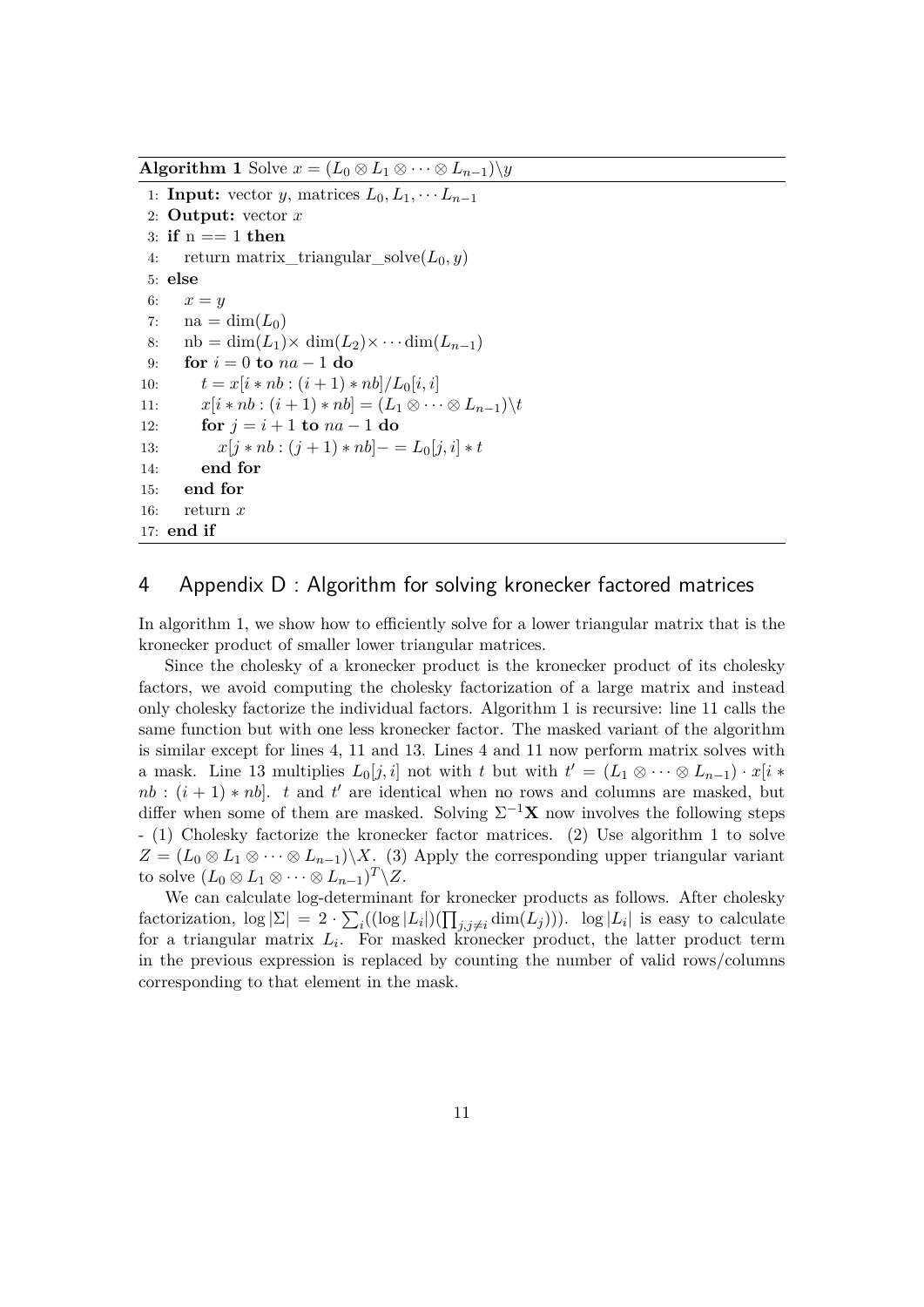**Algorithm 1** Solve $x = (L_0 \otimes L_1 \otimes \cdots \otimes L_{n-1}) \backslash y$

```
 1: Input: vector y, matrices L_0, L_1, ··· L_{n-1}
 2: Output: vector x
 3: if n == 1 then
 4:     return matrix_triangular_solve(L_0, y)
 5: else
 6:     x = y
 7:     na = dim(L_0)
 8:     nb = dim(L_1)× dim(L_2)× ··· dim(L_{n-1})
 9:     for i = 0 to na − 1 do
10:         t = x[i ∗ nb : (i + 1) ∗ nb]/L_0[i, i]
11:         x[i ∗ nb : (i + 1) ∗ nb] = (L_1 ⊗ ··· ⊗ L_{n-1})\t
12:         for j = i + 1 to na − 1 do
13:             x[j ∗ nb : (j + 1) ∗ nb]− = L_0[j, i] ∗ t
14:         end for
15:     end for
16:     return x
17: end if
```

## 4 Appendix D : Algorithm for solving kronecker factored matrices

In algorithm 1, we show how to efficiently solve for a lower triangular matrix that is the kronecker product of smaller lower triangular matrices.

Since the cholesky of a kronecker product is the kronecker product of its cholesky factors, we avoid computing the cholesky factorization of a large matrix and instead only cholesky factorize the individual factors. Algorithm 1 is recursive: line 11 calls the same function but with one less kronecker factor. The masked variant of the algorithm is similar except for lines 4, 11 and 13. Lines 4 and 11 now perform matrix solves with a mask. Line 13 multiplies $L_0[j, i]$ not with $t$ but with $t' = (L_1 \otimes \cdots \otimes L_{n-1}) \cdot x[i * nb : (i+1) * nb]$. $t$ and $t'$ are identical when no rows and columns are masked, but differ when some of them are masked. Solving $\Sigma^{-1}\mathbf{X}$ now involves the following steps - (1) Cholesky factorize the kronecker factor matrices. (2) Use algorithm 1 to solve $Z = (L_0 \otimes L_1 \otimes \cdots \otimes L_{n-1}) \backslash X$. (3) Apply the corresponding upper triangular variant to solve $(L_0 \otimes L_1 \otimes \cdots \otimes L_{n-1})^T \backslash Z$.

We can calculate log-determinant for kronecker products as follows. After cholesky factorization, $\log |\Sigma| = 2 \cdot \sum_i ((\log |L_i|)(\prod_{j, j \neq i} \dim(L_j)))$. $\log |L_i|$ is easy to calculate for a triangular matrix $L_i$. For masked kronecker product, the latter product term in the previous expression is replaced by counting the number of valid rows/columns corresponding to that element in the mask.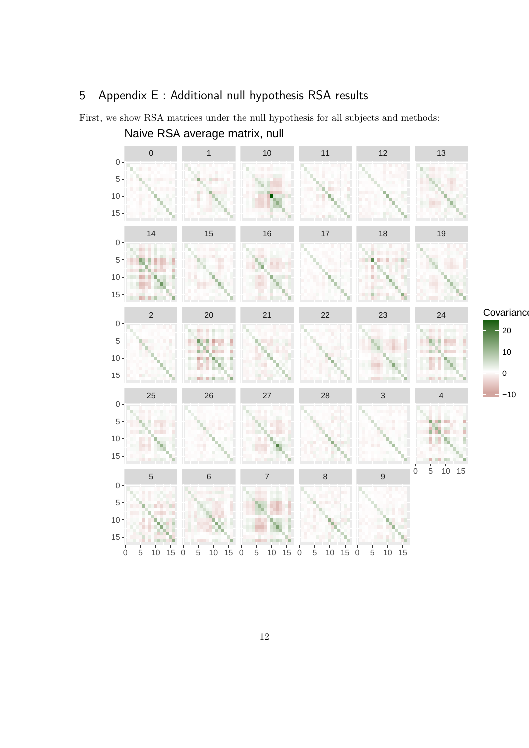# 5 Appendix E : Additional null hypothesis RSA results

First, we show RSA matrices under the null hypothesis for all subjects and methods: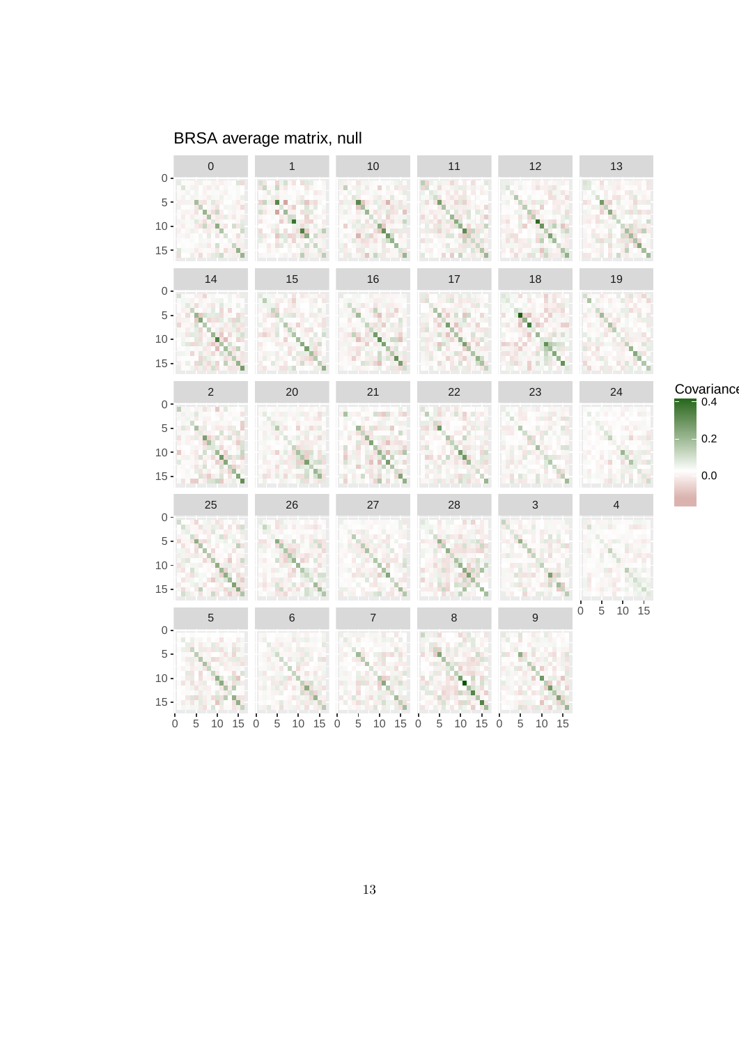BRSA average matrix, null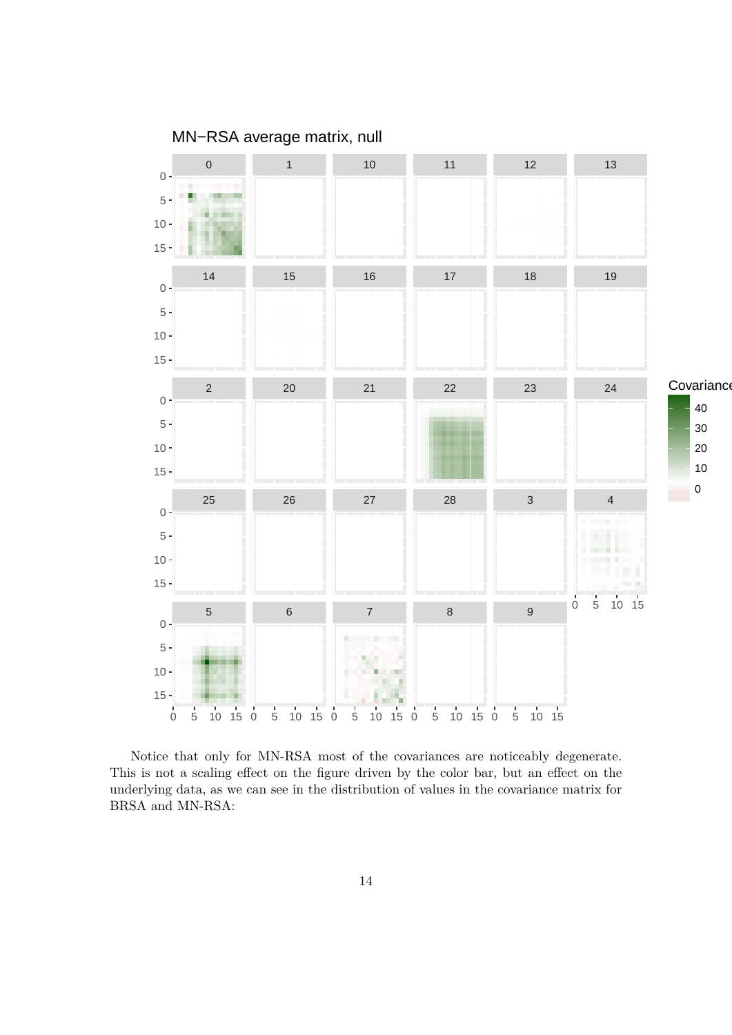Notice that only for MN-RSA most of the covariances are noticeably degenerate. This is not a scaling effect on the figure driven by the color bar, but an effect on the underlying data, as we can see in the distribution of values in the covariance matrix for BRSA and MN-RSA: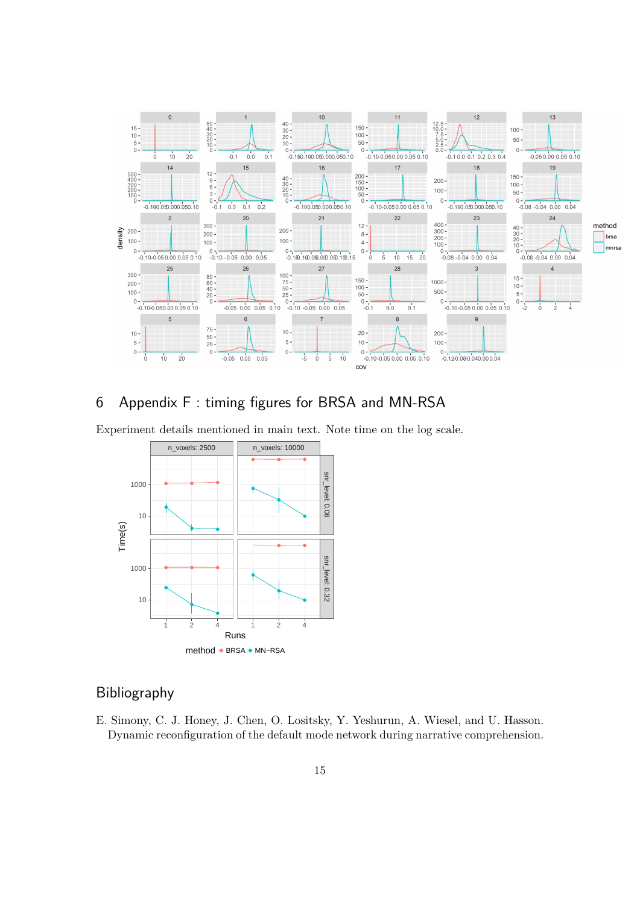# 6 Appendix F : timing figures for BRSA and MN-RSA

Experiment details mentioned in main text. Note time on the log scale.

## Bibliography

E. Simony, C. J. Honey, J. Chen, O. Lositsky, Y. Yeshurun, A. Wiesel, and U. Hasson. Dynamic reconfiguration of the default mode network during narrative comprehension.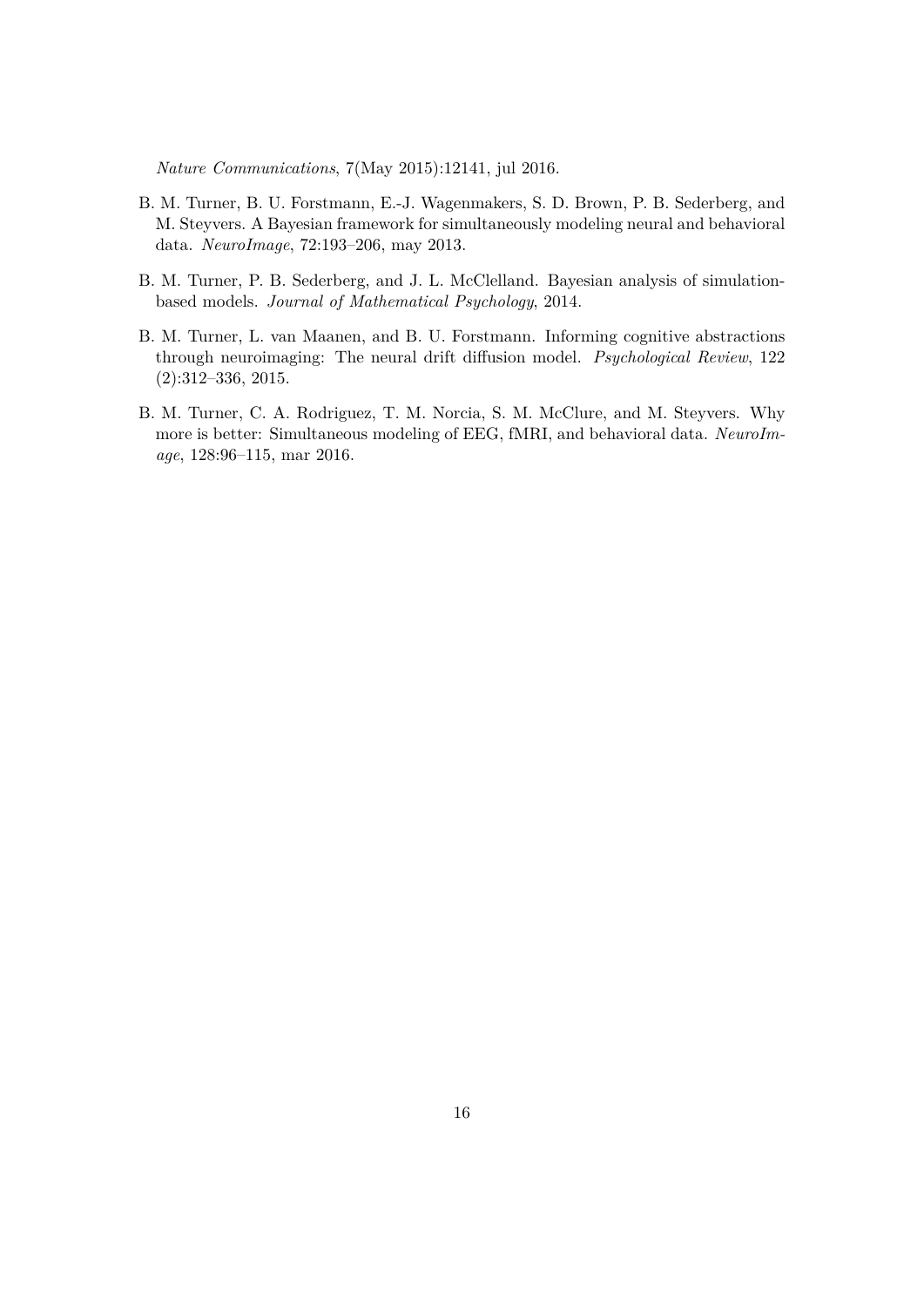*Nature Communications*, 7(May 2015):12141, jul 2016.

B. M. Turner, B. U. Forstmann, E.-J. Wagenmakers, S. D. Brown, P. B. Sederberg, and M. Steyvers. A Bayesian framework for simultaneously modeling neural and behavioral data. *NeuroImage*, 72:193–206, may 2013.

B. M. Turner, P. B. Sederberg, and J. L. McClelland. Bayesian analysis of simulation-based models. *Journal of Mathematical Psychology*, 2014.

B. M. Turner, L. van Maanen, and B. U. Forstmann. Informing cognitive abstractions through neuroimaging: The neural drift diffusion model. *Psychological Review*, 122 (2):312–336, 2015.

B. M. Turner, C. A. Rodriguez, T. M. Norcia, S. M. McClure, and M. Steyvers. Why more is better: Simultaneous modeling of EEG, fMRI, and behavioral data. *NeuroImage*, 128:96–115, mar 2016.